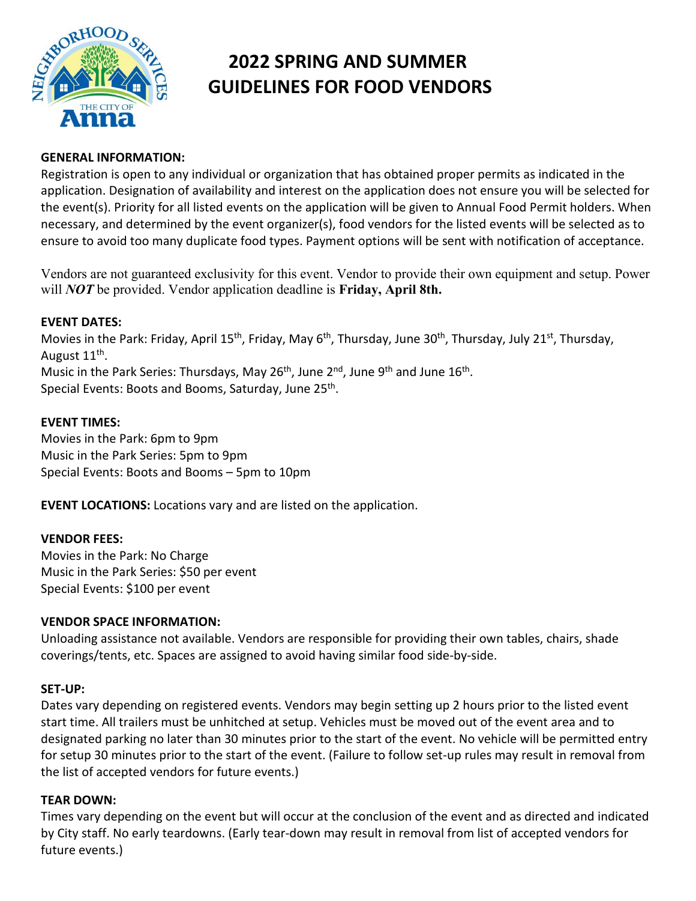# 2022 SPRING AND SUMMER GUIDELINES FOR FOOD VENDORS

**GENERAL INFORMATION:**

Registration is open to any individual or organization that has obtained proper permits as indicated in the application. Designation of availability and interest on the application does not ensure you will be selected for the event(s). Priority for all listed events on the application will be given to Annual Food Permit holders. When necessary, and determined by the event organizer(s), food vendors for the listed events will be selected as to ensure to avoid too many duplicate food types. Payment options will be sent with notification of acceptance.

Vendors are not guaranteed exclusivity for this event. Vendor to provide their own equipment and setup. Power will ***NOT*** be provided. Vendor application deadline is **Friday, April 8th.**

**EVENT DATES:**

Movies in the Park: Friday, April 15th, Friday, May 6th, Thursday, June 30th, Thursday, July 21st, Thursday, August 11th.
Music in the Park Series: Thursdays, May 26th, June 2nd, June 9th and June 16th.
Special Events: Boots and Booms, Saturday, June 25th.

**EVENT TIMES:**

Movies in the Park: 6pm to 9pm
Music in the Park Series: 5pm to 9pm
Special Events: Boots and Booms – 5pm to 10pm

**EVENT LOCATIONS:** Locations vary and are listed on the application.

**VENDOR FEES:**

Movies in the Park: No Charge
Music in the Park Series: $50 per event
Special Events: $100 per event

**VENDOR SPACE INFORMATION:**

Unloading assistance not available. Vendors are responsible for providing their own tables, chairs, shade coverings/tents, etc. Spaces are assigned to avoid having similar food side-by-side.

**SET-UP:**

Dates vary depending on registered events. Vendors may begin setting up 2 hours prior to the listed event start time. All trailers must be unhitched at setup. Vehicles must be moved out of the event area and to designated parking no later than 30 minutes prior to the start of the event. No vehicle will be permitted entry for setup 30 minutes prior to the start of the event. (Failure to follow set-up rules may result in removal from the list of accepted vendors for future events.)

**TEAR DOWN:**

Times vary depending on the event but will occur at the conclusion of the event and as directed and indicated by City staff. No early teardowns. (Early tear-down may result in removal from list of accepted vendors for future events.)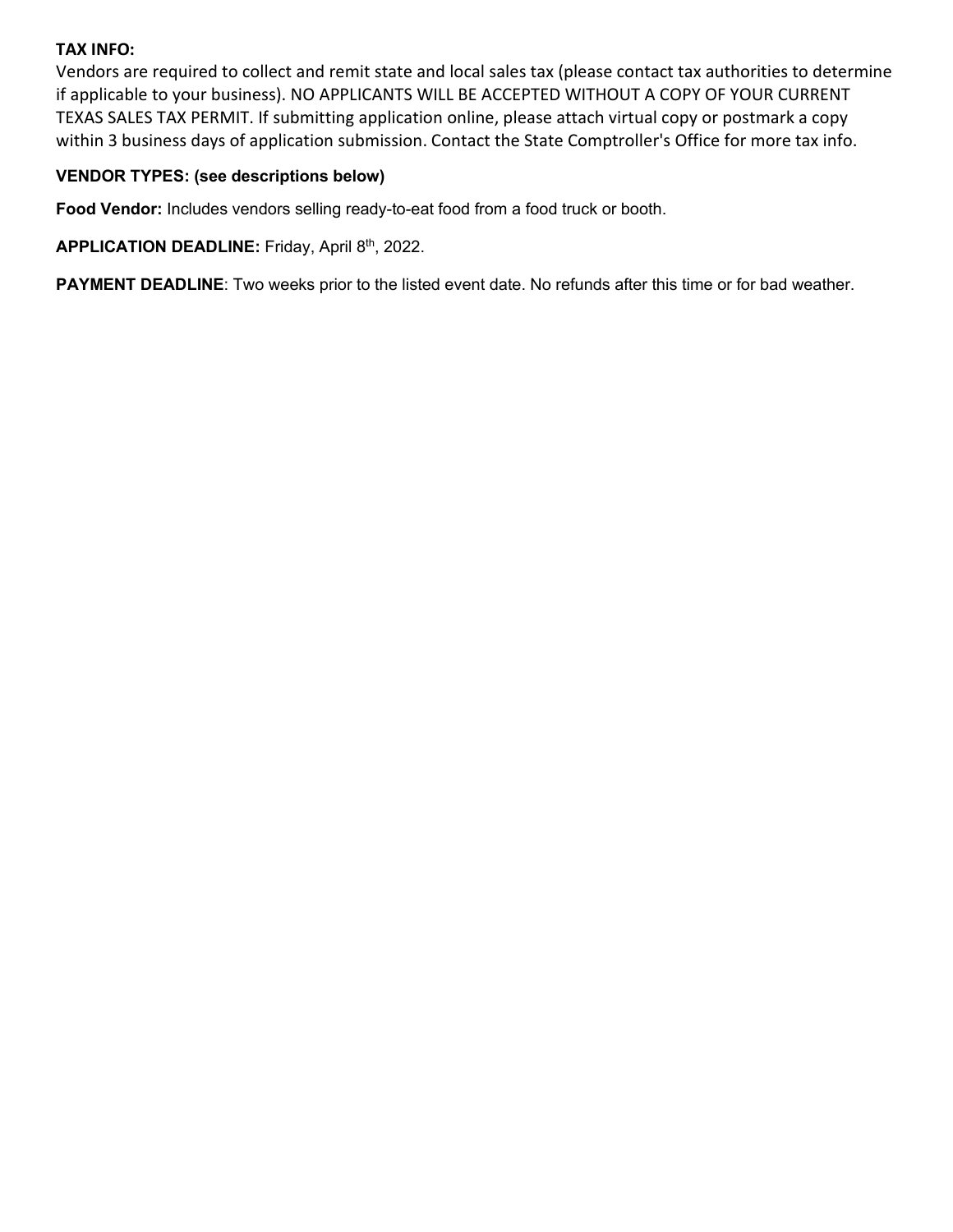**TAX INFO:**

Vendors are required to collect and remit state and local sales tax (please contact tax authorities to determine if applicable to your business). NO APPLICANTS WILL BE ACCEPTED WITHOUT A COPY OF YOUR CURRENT TEXAS SALES TAX PERMIT. If submitting application online, please attach virtual copy or postmark a copy within 3 business days of application submission. Contact the State Comptroller's Office for more tax info.

**VENDOR TYPES: (see descriptions below)**

**Food Vendor:** Includes vendors selling ready-to-eat food from a food truck or booth.

**APPLICATION DEADLINE:** Friday, April 8th, 2022.

**PAYMENT DEADLINE**: Two weeks prior to the listed event date. No refunds after this time or for bad weather.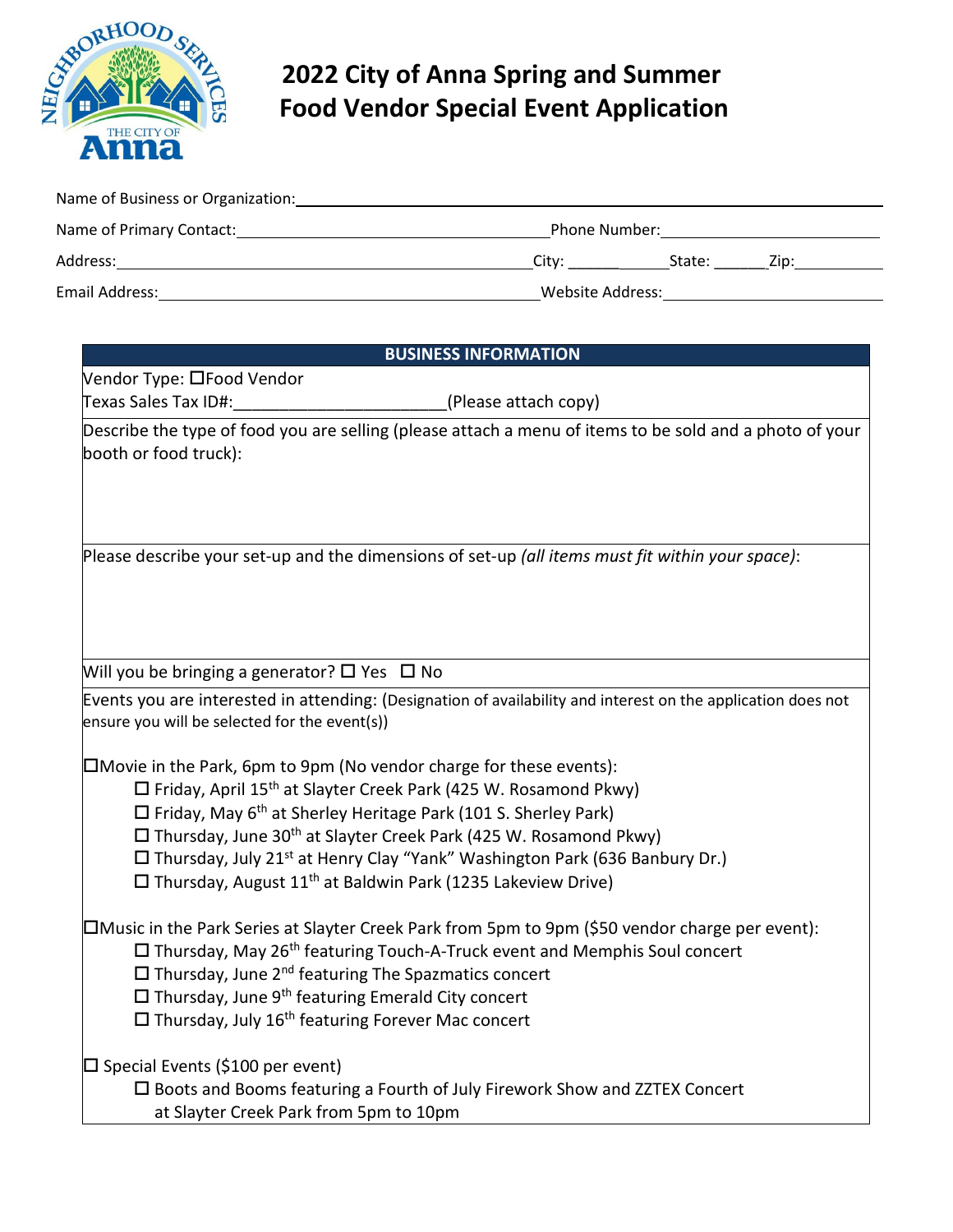# 2022 City of Anna Spring and Summer Food Vendor Special Event Application

Name of Business or Organization:\_\_\_\_\_\_\_\_\_\_\_\_\_\_\_\_\_\_\_\_\_\_\_\_\_\_\_\_\_\_\_\_\_\_\_\_\_\_\_\_

Name of Primary Contact:\_\_\_\_\_\_\_\_\_\_\_\_\_\_\_\_\_\_\_\_\_\_\_\_ Phone Number:\_\_\_\_\_\_\_\_\_\_\_\_\_\_\_\_\_\_

Address:\_\_\_\_\_\_\_\_\_\_\_\_\_\_\_\_\_\_\_\_\_\_\_\_\_\_\_\_\_\_\_\_ City: \_\_\_\_\_\_\_\_\_\_ State: \_\_\_\_\_\_ Zip:\_\_\_\_\_\_\_\_\_\_

Email Address:\_\_\_\_\_\_\_\_\_\_\_\_\_\_\_\_\_\_\_\_\_\_\_\_\_\_\_\_\_\_\_\_ Website Address:\_\_\_\_\_\_\_\_\_\_\_\_\_\_\_\_\_\_

## BUSINESS INFORMATION

Vendor Type: ☐Food Vendor

Texas Sales Tax ID#:\_\_\_\_\_\_\_\_\_\_\_\_\_\_\_\_\_\_\_\_\_\_(Please attach copy)

Describe the type of food you are selling (please attach a menu of items to be sold and a photo of your booth or food truck):

Please describe your set-up and the dimensions of set-up *(all items must fit within your space)*:

Will you be bringing a generator? ☐ Yes ☐ No

Events you are interested in attending: (Designation of availability and interest on the application does not ensure you will be selected for the event(s))

☐Movie in the Park, 6pm to 9pm (No vendor charge for these events):

- ☐ Friday, April 15th at Slayter Creek Park (425 W. Rosamond Pkwy)
- ☐ Friday, May 6th at Sherley Heritage Park (101 S. Sherley Park)
- ☐ Thursday, June 30th at Slayter Creek Park (425 W. Rosamond Pkwy)
- ☐ Thursday, July 21st at Henry Clay "Yank" Washington Park (636 Banbury Dr.)
- ☐ Thursday, August 11th at Baldwin Park (1235 Lakeview Drive)

☐Music in the Park Series at Slayter Creek Park from 5pm to 9pm ($50 vendor charge per event):

- ☐ Thursday, May 26th featuring Touch-A-Truck event and Memphis Soul concert
- ☐ Thursday, June 2nd featuring The Spazmatics concert
- ☐ Thursday, June 9th featuring Emerald City concert
- ☐ Thursday, July 16th featuring Forever Mac concert

☐ Special Events ($100 per event)

- ☐ Boots and Booms featuring a Fourth of July Firework Show and ZZTEX Concert at Slayter Creek Park from 5pm to 10pm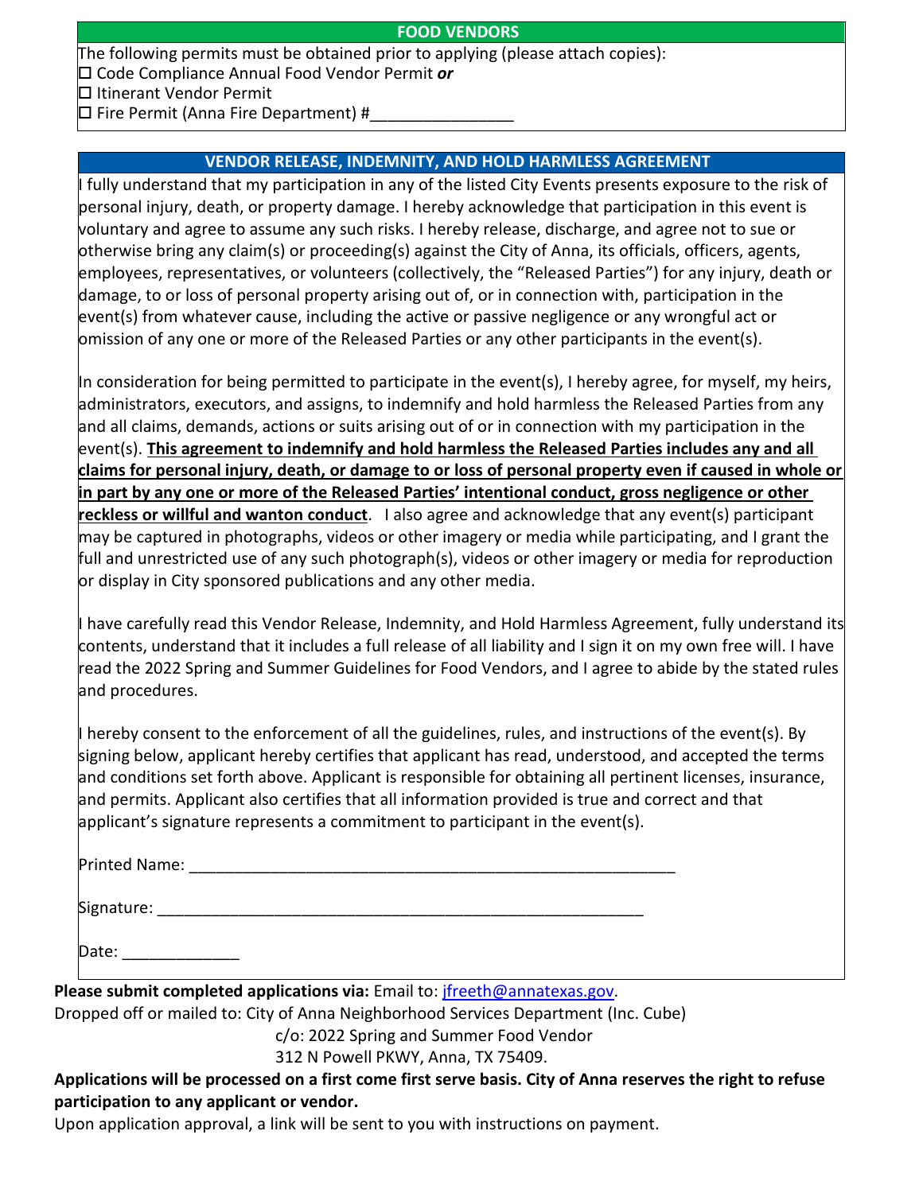## FOOD VENDORS

The following permits must be obtained prior to applying (please attach copies):

☐ Code Compliance Annual Food Vendor Permit ***or***

☐ Itinerant Vendor Permit

☐ Fire Permit (Anna Fire Department) #________________

## VENDOR RELEASE, INDEMNITY, AND HOLD HARMLESS AGREEMENT

I fully understand that my participation in any of the listed City Events presents exposure to the risk of personal injury, death, or property damage. I hereby acknowledge that participation in this event is voluntary and agree to assume any such risks. I hereby release, discharge, and agree not to sue or otherwise bring any claim(s) or proceeding(s) against the City of Anna, its officials, officers, agents, employees, representatives, or volunteers (collectively, the "Released Parties") for any injury, death or damage, to or loss of personal property arising out of, or in connection with, participation in the event(s) from whatever cause, including the active or passive negligence or any wrongful act or omission of any one or more of the Released Parties or any other participants in the event(s).

In consideration for being permitted to participate in the event(s), I hereby agree, for myself, my heirs, administrators, executors, and assigns, to indemnify and hold harmless the Released Parties from any and all claims, demands, actions or suits arising out of or in connection with my participation in the event(s). **This agreement to indemnify and hold harmless the Released Parties includes any and all claims for personal injury, death, or damage to or loss of personal property even if caused in whole or in part by any one or more of the Released Parties' intentional conduct, gross negligence or other reckless or willful and wanton conduct**. I also agree and acknowledge that any event(s) participant may be captured in photographs, videos or other imagery or media while participating, and I grant the full and unrestricted use of any such photograph(s), videos or other imagery or media for reproduction or display in City sponsored publications and any other media.

I have carefully read this Vendor Release, Indemnity, and Hold Harmless Agreement, fully understand its contents, understand that it includes a full release of all liability and I sign it on my own free will. I have read the 2022 Spring and Summer Guidelines for Food Vendors, and I agree to abide by the stated rules and procedures.

I hereby consent to the enforcement of all the guidelines, rules, and instructions of the event(s). By signing below, applicant hereby certifies that applicant has read, understood, and accepted the terms and conditions set forth above. Applicant is responsible for obtaining all pertinent licenses, insurance, and permits. Applicant also certifies that all information provided is true and correct and that applicant's signature represents a commitment to participant in the event(s).

Printed Name: _______________________________________________________

Signature: _______________________________________________________

Date: _____________

**Please submit completed applications via:** Email to: jfreeth@annatexas.gov.

Dropped off or mailed to: City of Anna Neighborhood Services Department (Inc. Cube)
c/o: 2022 Spring and Summer Food Vendor
312 N Powell PKWY, Anna, TX 75409.

**Applications will be processed on a first come first serve basis. City of Anna reserves the right to refuse participation to any applicant or vendor.**

Upon application approval, a link will be sent to you with instructions on payment.